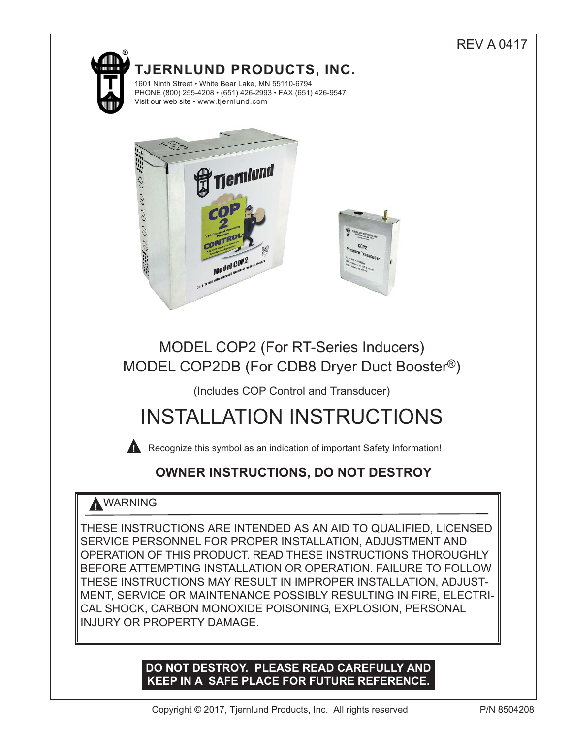REV A 0417

# TJERNLUND PRODUCTS, INC.

1601 Ninth Street • White Bear Lake, MN 55110-6794
PHONE (800) 255-4208 • (651) 426-2993 • FAX (651) 426-9547
Visit our web site • www.tjernlund.com

## MODEL COP2 (For RT-Series Inducers)
## MODEL COP2DB (For CDB8 Dryer Duct Booster®)

(Includes COP Control and Transducer)

# INSTALLATION INSTRUCTIONS

⚠ Recognize this symbol as an indication of important Safety Information!

## OWNER INSTRUCTIONS, DO NOT DESTROY

> ⚠ WARNING
>
> THESE INSTRUCTIONS ARE INTENDED AS AN AID TO QUALIFIED, LICENSED SERVICE PERSONNEL FOR PROPER INSTALLATION, ADJUSTMENT AND OPERATION OF THIS PRODUCT. READ THESE INSTRUCTIONS THOROUGHLY BEFORE ATTEMPTING INSTALLATION OR OPERATION. FAILURE TO FOLLOW THESE INSTRUCTIONS MAY RESULT IN IMPROPER INSTALLATION, ADJUSTMENT, SERVICE OR MAINTENANCE POSSIBLY RESULTING IN FIRE, ELECTRICAL SHOCK, CARBON MONOXIDE POISONING, EXPLOSION, PERSONAL INJURY OR PROPERTY DAMAGE.

**DO NOT DESTROY. PLEASE READ CAREFULLY AND KEEP IN A SAFE PLACE FOR FUTURE REFERENCE.**

Copyright © 2017, Tjernlund Products, Inc. All rights reserved

P/N 8504208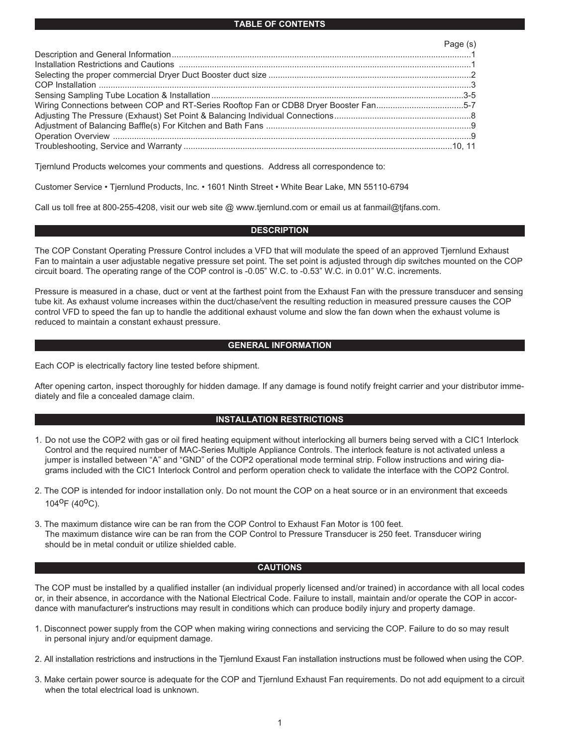## TABLE OF CONTENTS

| | Page (s) |
|---|---|
| Description and General Information | 1 |
| Installation Restrictions and Cautions | 1 |
| Selecting the proper commercial Dryer Duct Booster duct size | 2 |
| COP Installation | 3 |
| Sensing Sampling Tube Location & Installation | 3-5 |
| Wiring Connections between COP and RT-Series Rooftop Fan or CDB8 Dryer Booster Fan | 5-7 |
| Adjusting The Pressure (Exhaust) Set Point & Balancing Individual Connections | 8 |
| Adjustment of Balancing Baffle(s) For Kitchen and Bath Fans | 9 |
| Operation Overview | 9 |
| Troubleshooting, Service and Warranty | 10, 11 |

Tjernlund Products welcomes your comments and questions. Address all correspondence to:

Customer Service • Tjernlund Products, Inc. • 1601 Ninth Street • White Bear Lake, MN 55110-6794

Call us toll free at 800-255-4208, visit our web site @ www.tjernlund.com or email us at fanmail@tjfans.com.

## DESCRIPTION

The COP Constant Operating Pressure Control includes a VFD that will modulate the speed of an approved Tjernlund Exhaust Fan to maintain a user adjustable negative pressure set point. The set point is adjusted through dip switches mounted on the COP circuit board. The operating range of the COP control is -0.05" W.C. to -0.53" W.C. in 0.01" W.C. increments.

Pressure is measured in a chase, duct or vent at the farthest point from the Exhaust Fan with the pressure transducer and sensing tube kit. As exhaust volume increases within the duct/chase/vent the resulting reduction in measured pressure causes the COP control VFD to speed the fan up to handle the additional exhaust volume and slow the fan down when the exhaust volume is reduced to maintain a constant exhaust pressure.

## GENERAL INFORMATION

Each COP is electrically factory line tested before shipment.

After opening carton, inspect thoroughly for hidden damage. If any damage is found notify freight carrier and your distributor immediately and file a concealed damage claim.

## INSTALLATION RESTRICTIONS

1. Do not use the COP2 with gas or oil fired heating equipment without interlocking all burners being served with a CIC1 Interlock Control and the required number of MAC-Series Multiple Appliance Controls. The interlock feature is not activated unless a jumper is installed between "A" and "GND" of the COP2 operational mode terminal strip. Follow instructions and wiring diagrams included with the CIC1 Interlock Control and perform operation check to validate the interface with the COP2 Control.

2. The COP is intended for indoor installation only. Do not mount the COP on a heat source or in an environment that exceeds 104°F (40°C).

3. The maximum distance wire can be ran from the COP Control to Exhaust Fan Motor is 100 feet. The maximum distance wire can be ran from the COP Control to Pressure Transducer is 250 feet. Transducer wiring should be in metal conduit or utilize shielded cable.

## CAUTIONS

The COP must be installed by a qualified installer (an individual properly licensed and/or trained) in accordance with all local codes or, in their absence, in accordance with the National Electrical Code. Failure to install, maintain and/or operate the COP in accordance with manufacturer's instructions may result in conditions which can produce bodily injury and property damage.

1. Disconnect power supply from the COP when making wiring connections and servicing the COP. Failure to do so may result in personal injury and/or equipment damage.

2. All installation restrictions and instructions in the Tjernlund Exaust Fan installation instructions must be followed when using the COP.

3. Make certain power source is adequate for the COP and Tjernlund Exhaust Fan requirements. Do not add equipment to a circuit when the total electrical load is unknown.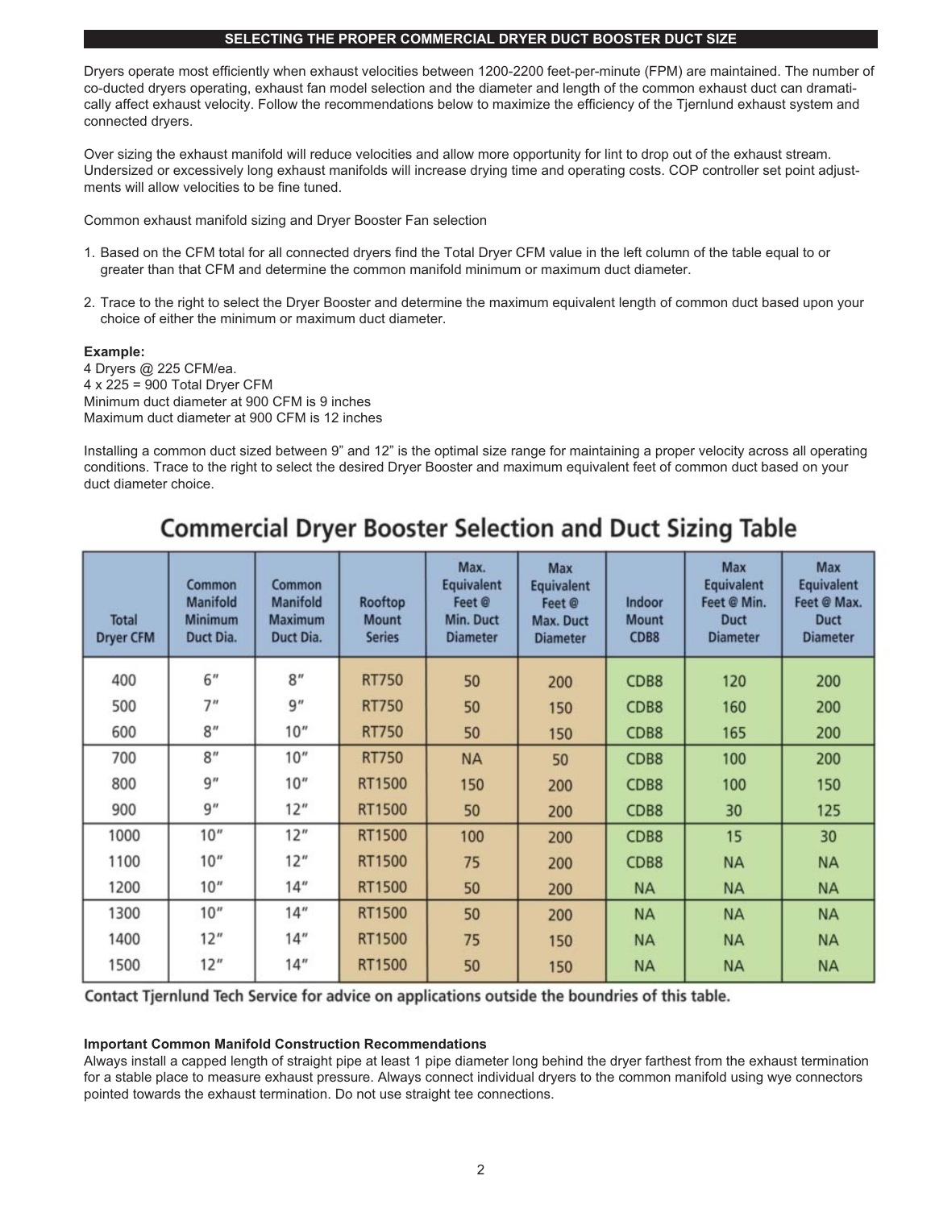## SELECTING THE PROPER COMMERCIAL DRYER DUCT BOOSTER DUCT SIZE

Dryers operate most efficiently when exhaust velocities between 1200-2200 feet-per-minute (FPM) are maintained. The number of co-ducted dryers operating, exhaust fan model selection and the diameter and length of the common exhaust duct can dramatically affect exhaust velocity. Follow the recommendations below to maximize the efficiency of the Tjernlund exhaust system and connected dryers.

Over sizing the exhaust manifold will reduce velocities and allow more opportunity for lint to drop out of the exhaust stream. Undersized or excessively long exhaust manifolds will increase drying time and operating costs. COP controller set point adjustments will allow velocities to be fine tuned.

Common exhaust manifold sizing and Dryer Booster Fan selection

1. Based on the CFM total for all connected dryers find the Total Dryer CFM value in the left column of the table equal to or greater than that CFM and determine the common manifold minimum or maximum duct diameter.

2. Trace to the right to select the Dryer Booster and determine the maximum equivalent length of common duct based upon your choice of either the minimum or maximum duct diameter.

**Example:**
4 Dryers @ 225 CFM/ea.
4 x 225 = 900 Total Dryer CFM
Minimum duct diameter at 900 CFM is 9 inches
Maximum duct diameter at 900 CFM is 12 inches

Installing a common duct sized between 9" and 12" is the optimal size range for maintaining a proper velocity across all operating conditions. Trace to the right to select the desired Dryer Booster and maximum equivalent feet of common duct based on your duct diameter choice.

## Commercial Dryer Booster Selection and Duct Sizing Table

| Total Dryer CFM | Common Manifold Minimum Duct Dia. | Common Manifold Maximum Duct Dia. | Rooftop Mount Series | Max. Equivalent Feet @ Min. Duct Diameter | Max Equivalent Feet @ Max. Duct Diameter | Indoor Mount CDB8 | Max Equivalent Feet @ Min. Duct Diameter | Max Equivalent Feet @ Max. Duct Diameter |
|---|---|---|---|---|---|---|---|---|
| 400 | 6" | 8" | RT750 | 50 | 200 | CDB8 | 120 | 200 |
| 500 | 7" | 9" | RT750 | 50 | 150 | CDB8 | 160 | 200 |
| 600 | 8" | 10" | RT750 | 50 | 150 | CDB8 | 165 | 200 |
| 700 | 8" | 10" | RT750 | NA | 50 | CDB8 | 100 | 200 |
| 800 | 9" | 10" | RT1500 | 150 | 200 | CDB8 | 100 | 150 |
| 900 | 9" | 12" | RT1500 | 50 | 200 | CDB8 | 30 | 125 |
| 1000 | 10" | 12" | RT1500 | 100 | 200 | CDB8 | 15 | 30 |
| 1100 | 10" | 12" | RT1500 | 75 | 200 | CDB8 | NA | NA |
| 1200 | 10" | 14" | RT1500 | 50 | 200 | NA | NA | NA |
| 1300 | 10" | 14" | RT1500 | 50 | 200 | NA | NA | NA |
| 1400 | 12" | 14" | RT1500 | 75 | 150 | NA | NA | NA |
| 1500 | 12" | 14" | RT1500 | 50 | 150 | NA | NA | NA |

Contact Tjernlund Tech Service for advice on applications outside the boundries of this table.

**Important Common Manifold Construction Recommendations**
Always install a capped length of straight pipe at least 1 pipe diameter long behind the dryer farthest from the exhaust termination for a stable place to measure exhaust pressure. Always connect individual dryers to the common manifold using wye connectors pointed towards the exhaust termination. Do not use straight tee connections.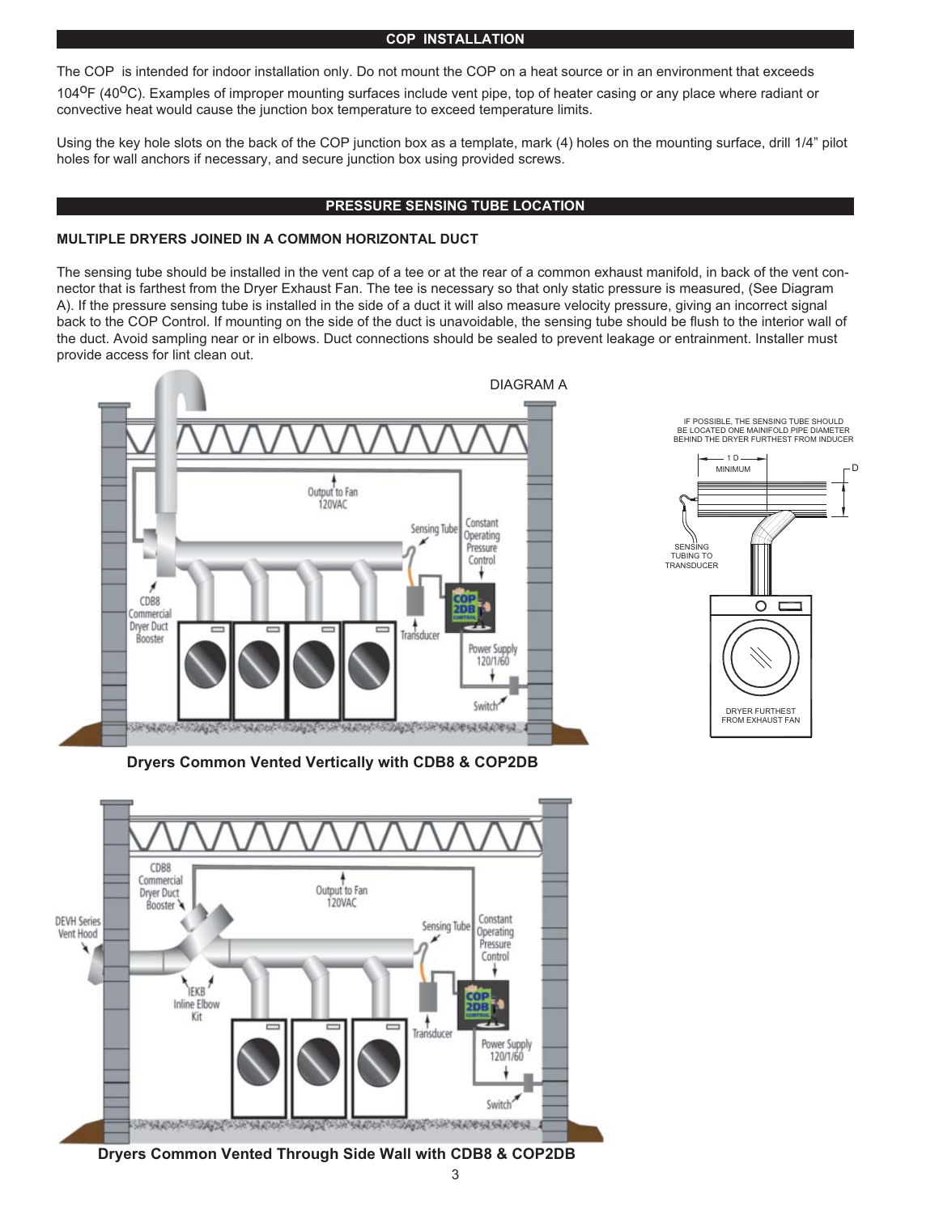## COP INSTALLATION

The COP is intended for indoor installation only. Do not mount the COP on a heat source or in an environment that exceeds 104°F (40°C). Examples of improper mounting surfaces include vent pipe, top of heater casing or any place where radiant or convective heat would cause the junction box temperature to exceed temperature limits.

Using the key hole slots on the back of the COP junction box as a template, mark (4) holes on the mounting surface, drill 1/4" pilot holes for wall anchors if necessary, and secure junction box using provided screws.

## PRESSURE SENSING TUBE LOCATION

### MULTIPLE DRYERS JOINED IN A COMMON HORIZONTAL DUCT

The sensing tube should be installed in the vent cap of a tee or at the rear of a common exhaust manifold, in back of the vent connector that is farthest from the Dryer Exhaust Fan. The tee is necessary so that only static pressure is measured, (See Diagram A). If the pressure sensing tube is installed in the side of a duct it will also measure velocity pressure, giving an incorrect signal back to the COP Control. If mounting on the side of the duct is unavoidable, the sensing tube should be flush to the interior wall of the duct. Avoid sampling near or in elbows. Duct connections should be sealed to prevent leakage or entrainment. Installer must provide access for lint clean out.

DIAGRAM A

Output to Fan 120VAC

Sensing Tube

Constant Operating Pressure Control

CDB8 Commercial Dryer Duct Booster

Transducer

Power Supply 120/1/60

Switch

IF POSSIBLE, THE SENSING TUBE SHOULD BE LOCATED ONE MAINIFOLD PIPE DIAMETER BEHIND THE DRYER FURTHEST FROM INDUCER

1 D MINIMUM

D

SENSING TUBING TO TRANSDUCER

DRYER FURTHEST FROM EXHAUST FAN

**Dryers Common Vented Vertically with CDB8 & COP2DB**

CDB8 Commercial Dryer Duct Booster

Output to Fan 120VAC

DEVH Series Vent Hood

Sensing Tube

Constant Operating Pressure Control

IEKB Inline Elbow Kit

Transducer

Power Supply 120/1/60

Switch

**Dryers Common Vented Through Side Wall with CDB8 & COP2DB**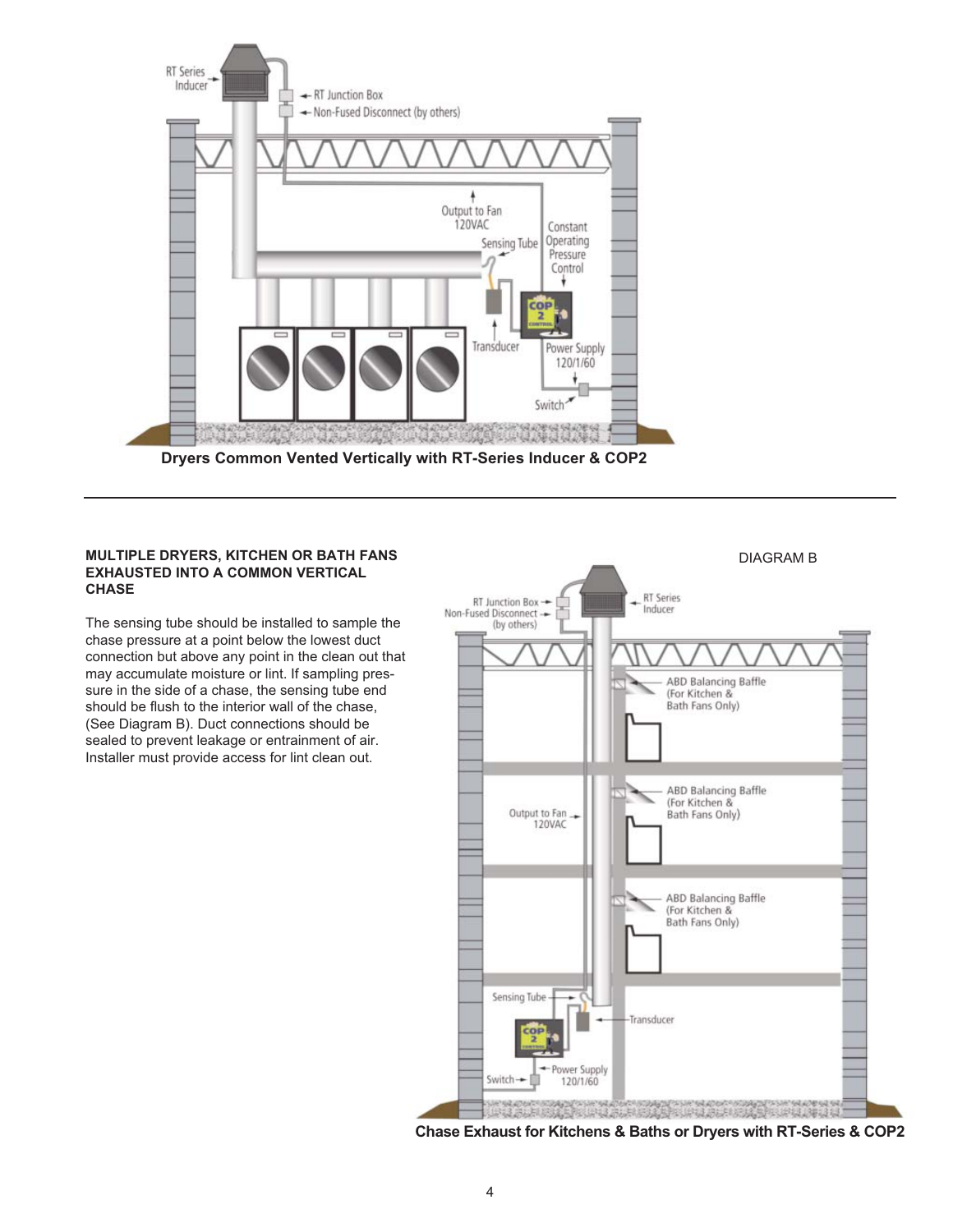**Dryers Common Vented Vertically with RT-Series Inducer & COP2**

---

**MULTIPLE DRYERS, KITCHEN OR BATH FANS EXHAUSTED INTO A COMMON VERTICAL CHASE**

The sensing tube should be installed to sample the chase pressure at a point below the lowest duct connection but above any point in the clean out that may accumulate moisture or lint. If sampling pressure in the side of a chase, the sensing tube end should be flush to the interior wall of the chase, (See Diagram B). Duct connections should be sealed to prevent leakage or entrainment of air. Installer must provide access for lint clean out.

DIAGRAM B

**Chase Exhaust for Kitchens & Baths or Dryers with RT-Series & COP2**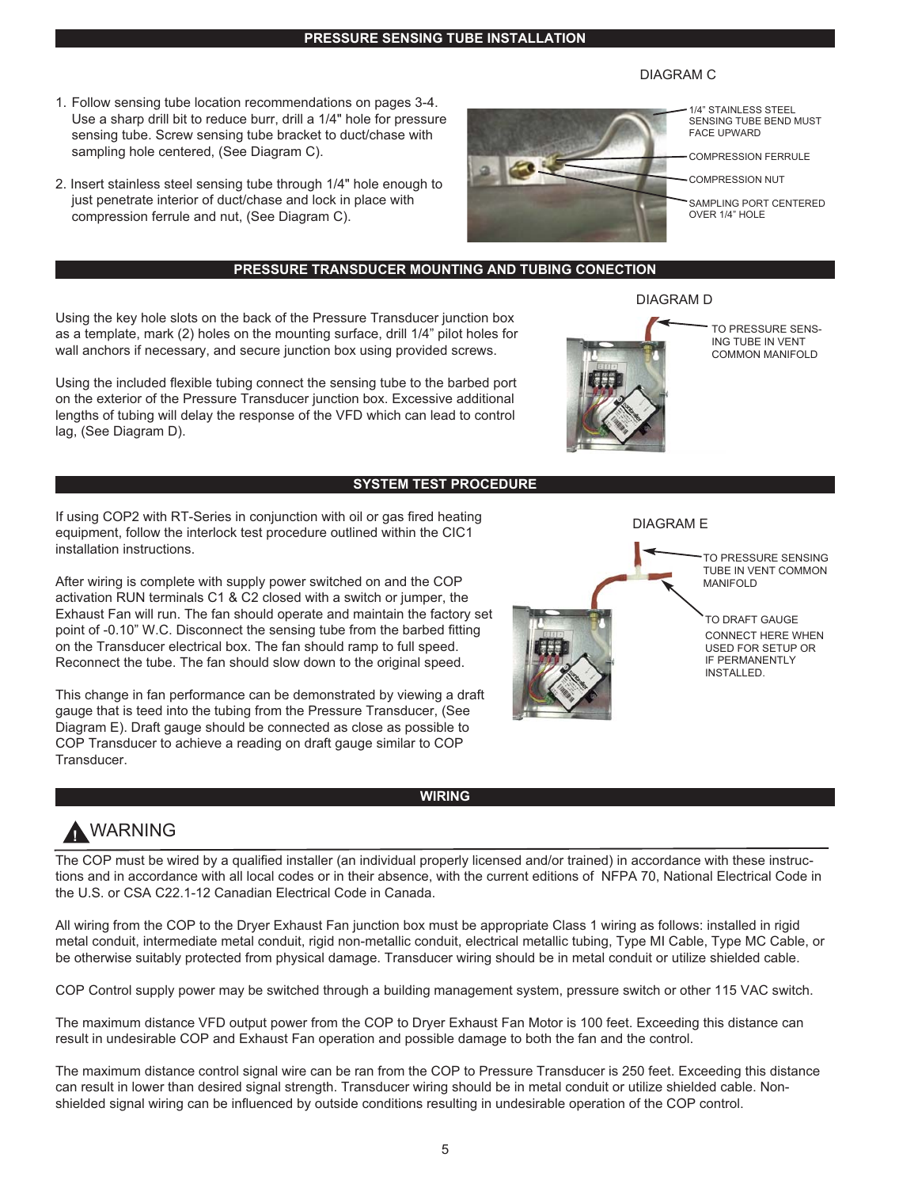## PRESSURE SENSING TUBE INSTALLATION

1. Follow sensing tube location recommendations on pages 3-4. Use a sharp drill bit to reduce burr, drill a 1/4" hole for pressure sensing tube. Screw sensing tube bracket to duct/chase with sampling hole centered, (See Diagram C).

2. Insert stainless steel sensing tube through 1/4" hole enough to just penetrate interior of duct/chase and lock in place with compression ferrule and nut, (See Diagram C).

DIAGRAM C

- 1/4" STAINLESS STEEL SENSING TUBE BEND MUST FACE UPWARD
- COMPRESSION FERRULE
- COMPRESSION NUT
- SAMPLING PORT CENTERED OVER 1/4" HOLE

## PRESSURE TRANSDUCER MOUNTING AND TUBING CONECTION

Using the key hole slots on the back of the Pressure Transducer junction box as a template, mark (2) holes on the mounting surface, drill 1/4" pilot holes for wall anchors if necessary, and secure junction box using provided screws.

Using the included flexible tubing connect the sensing tube to the barbed port on the exterior of the Pressure Transducer junction box. Excessive additional lengths of tubing will delay the response of the VFD which can lead to control lag, (See Diagram D).

DIAGRAM D

- TO PRESSURE SENSING TUBE IN VENT COMMON MANIFOLD

## SYSTEM TEST PROCEDURE

If using COP2 with RT-Series in conjunction with oil or gas fired heating equipment, follow the interlock test procedure outlined within the CIC1 installation instructions.

After wiring is complete with supply power switched on and the COP activation RUN terminals C1 & C2 closed with a switch or jumper, the Exhaust Fan will run. The fan should operate and maintain the factory set point of -0.10" W.C. Disconnect the sensing tube from the barbed fitting on the Transducer electrical box. The fan should ramp to full speed. Reconnect the tube. The fan should slow down to the original speed.

This change in fan performance can be demonstrated by viewing a draft gauge that is teed into the tubing from the Pressure Transducer, (See Diagram E). Draft gauge should be connected as close as possible to COP Transducer to achieve a reading on draft gauge similar to COP Transducer.

DIAGRAM E

- TO PRESSURE SENSING TUBE IN VENT COMMON MANIFOLD
- TO DRAFT GAUGE CONNECT HERE WHEN USED FOR SETUP OR IF PERMANENTLY INSTALLED.

## WIRING

### WARNING

The COP must be wired by a qualified installer (an individual properly licensed and/or trained) in accordance with these instructions and in accordance with all local codes or in their absence, with the current editions of NFPA 70, National Electrical Code in the U.S. or CSA C22.1-12 Canadian Electrical Code in Canada.

All wiring from the COP to the Dryer Exhaust Fan junction box must be appropriate Class 1 wiring as follows: installed in rigid metal conduit, intermediate metal conduit, rigid non-metallic conduit, electrical metallic tubing, Type MI Cable, Type MC Cable, or be otherwise suitably protected from physical damage. Transducer wiring should be in metal conduit or utilize shielded cable.

COP Control supply power may be switched through a building management system, pressure switch or other 115 VAC switch.

The maximum distance VFD output power from the COP to Dryer Exhaust Fan Motor is 100 feet. Exceeding this distance can result in undesirable COP and Exhaust Fan operation and possible damage to both the fan and the control.

The maximum distance control signal wire can be ran from the COP to Pressure Transducer is 250 feet. Exceeding this distance can result in lower than desired signal strength. Transducer wiring should be in metal conduit or utilize shielded cable. Non-shielded signal wiring can be influenced by outside conditions resulting in undesirable operation of the COP control.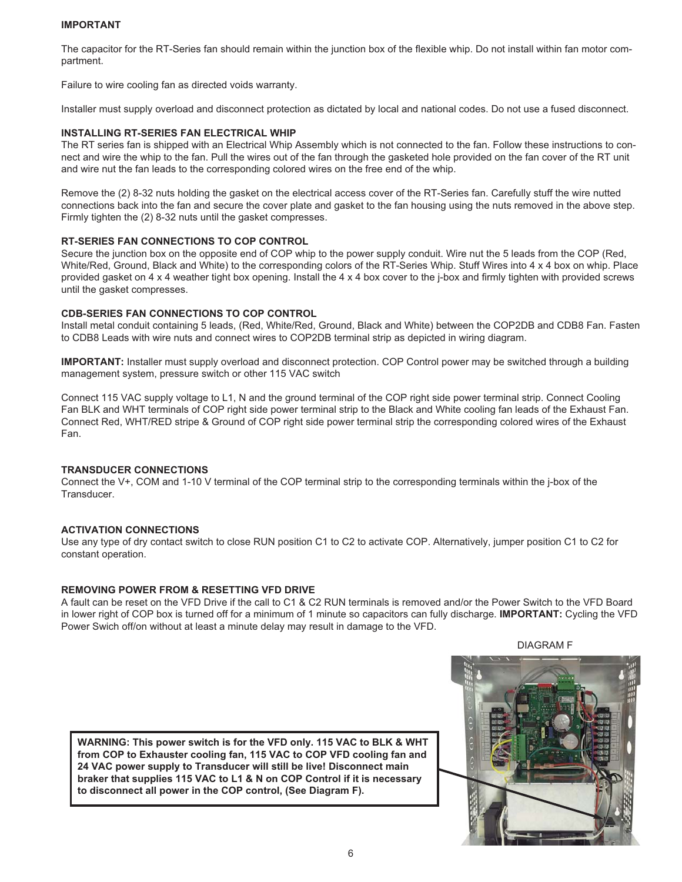**IMPORTANT**

The capacitor for the RT-Series fan should remain within the junction box of the flexible whip. Do not install within fan motor compartment.

Failure to wire cooling fan as directed voids warranty.

Installer must supply overload and disconnect protection as dictated by local and national codes. Do not use a fused disconnect.

**INSTALLING RT-SERIES FAN ELECTRICAL WHIP**

The RT series fan is shipped with an Electrical Whip Assembly which is not connected to the fan. Follow these instructions to connect and wire the whip to the fan. Pull the wires out of the fan through the gasketed hole provided on the fan cover of the RT unit and wire nut the fan leads to the corresponding colored wires on the free end of the whip.

Remove the (2) 8-32 nuts holding the gasket on the electrical access cover of the RT-Series fan. Carefully stuff the wire nutted connections back into the fan and secure the cover plate and gasket to the fan housing using the nuts removed in the above step. Firmly tighten the (2) 8-32 nuts until the gasket compresses.

**RT-SERIES FAN CONNECTIONS TO COP CONTROL**

Secure the junction box on the opposite end of COP whip to the power supply conduit. Wire nut the 5 leads from the COP (Red, White/Red, Ground, Black and White) to the corresponding colors of the RT-Series Whip. Stuff Wires into 4 x 4 box on whip. Place provided gasket on 4 x 4 weather tight box opening. Install the 4 x 4 box cover to the j-box and firmly tighten with provided screws until the gasket compresses.

**CDB-SERIES FAN CONNECTIONS TO COP CONTROL**

Install metal conduit containing 5 leads, (Red, White/Red, Ground, Black and White) between the COP2DB and CDB8 Fan. Fasten to CDB8 Leads with wire nuts and connect wires to COP2DB terminal strip as depicted in wiring diagram.

**IMPORTANT:** Installer must supply overload and disconnect protection. COP Control power may be switched through a building management system, pressure switch or other 115 VAC switch

Connect 115 VAC supply voltage to L1, N and the ground terminal of the COP right side power terminal strip. Connect Cooling Fan BLK and WHT terminals of COP right side power terminal strip to the Black and White cooling fan leads of the Exhaust Fan. Connect Red, WHT/RED stripe & Ground of COP right side power terminal strip the corresponding colored wires of the Exhaust Fan.

**TRANSDUCER CONNECTIONS**

Connect the V+, COM and 1-10 V terminal of the COP terminal strip to the corresponding terminals within the j-box of the Transducer.

**ACTIVATION CONNECTIONS**

Use any type of dry contact switch to close RUN position C1 to C2 to activate COP. Alternatively, jumper position C1 to C2 for constant operation.

**REMOVING POWER FROM & RESETTING VFD DRIVE**

A fault can be reset on the VFD Drive if the call to C1 & C2 RUN terminals is removed and/or the Power Switch to the VFD Board in lower right of COP box is turned off for a minimum of 1 minute so capacitors can fully discharge. **IMPORTANT:** Cycling the VFD Power Swich off/on without at least a minute delay may result in damage to the VFD.

DIAGRAM F

**WARNING: This power switch is for the VFD only. 115 VAC to BLK & WHT from COP to Exhauster cooling fan, 115 VAC to COP VFD cooling fan and 24 VAC power supply to Transducer will still be live! Disconnect main braker that supplies 115 VAC to L1 & N on COP Control if it is necessary to disconnect all power in the COP control, (See Diagram F).**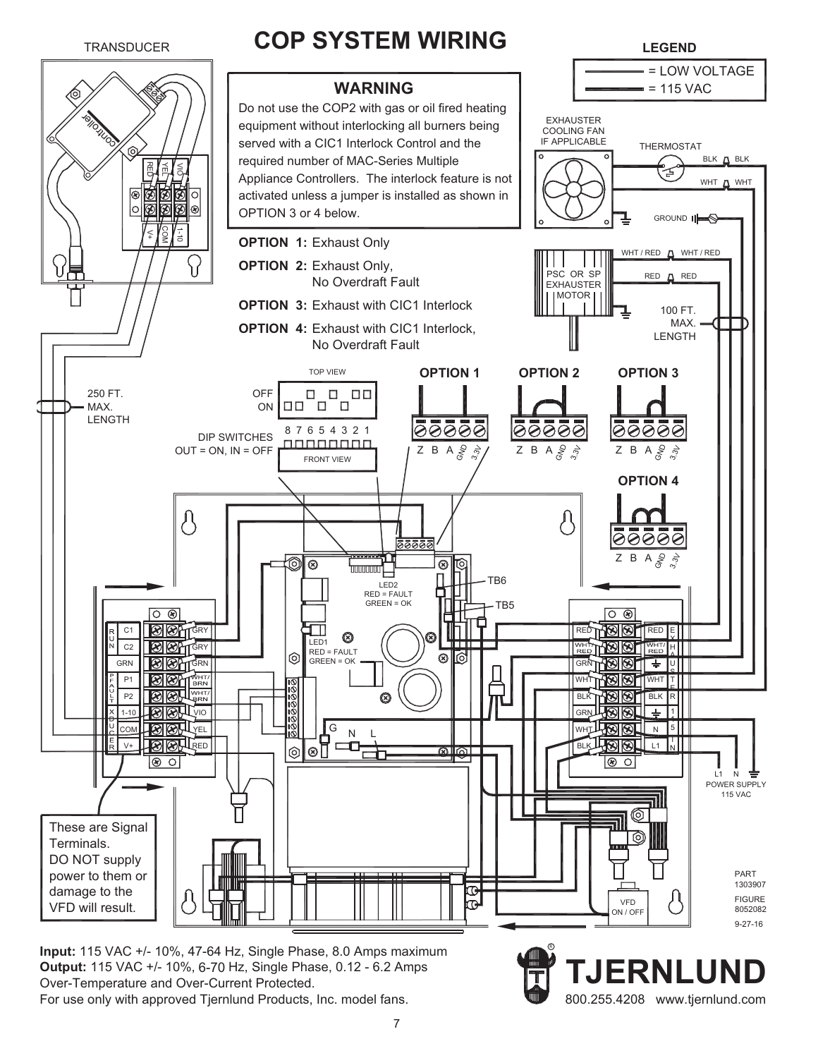# COP SYSTEM WIRING

TRANSDUCER

**LEGEND**

- = LOW VOLTAGE
- = 115 VAC

## WARNING

Do not use the COP2 with gas or oil fired heating equipment without interlocking all burners being served with a CIC1 Interlock Control and the required number of MAC-Series Multiple Appliance Controllers. The interlock feature is not activated unless a jumper is installed as shown in OPTION 3 or 4 below.

**OPTION 1:** Exhaust Only

**OPTION 2:** Exhaust Only, No Overdraft Fault

**OPTION 3:** Exhaust with CIC1 Interlock

**OPTION 4:** Exhaust with CIC1 Interlock, No Overdraft Fault

EXHAUSTER COOLING FAN IF APPLICABLE

THERMOSTAT

PSC OR SP EXHAUSTER MOTOR

100 FT. MAX. LENGTH

250 FT. MAX. LENGTH

DIP SWITCHES OUT = ON, IN = OFF

LED2 RED = FAULT GREEN = OK

LED1 RED = FAULT GREEN = OK

POWER SUPPLY 115 VAC

These are Signal Terminals. DO NOT supply power to them or damage to the VFD will result.

VFD ON / OFF

PART 1303907

FIGURE 8052082

9-27-16

**Input:** 115 VAC +/- 10%, 47-64 Hz, Single Phase, 8.0 Amps maximum
**Output:** 115 VAC +/- 10%, 6-70 Hz, Single Phase, 0.12 - 6.2 Amps
Over-Temperature and Over-Current Protected.
For use only with approved Tjernlund Products, Inc. model fans.

**TJERNLUND**
800.255.4208 www.tjernlund.com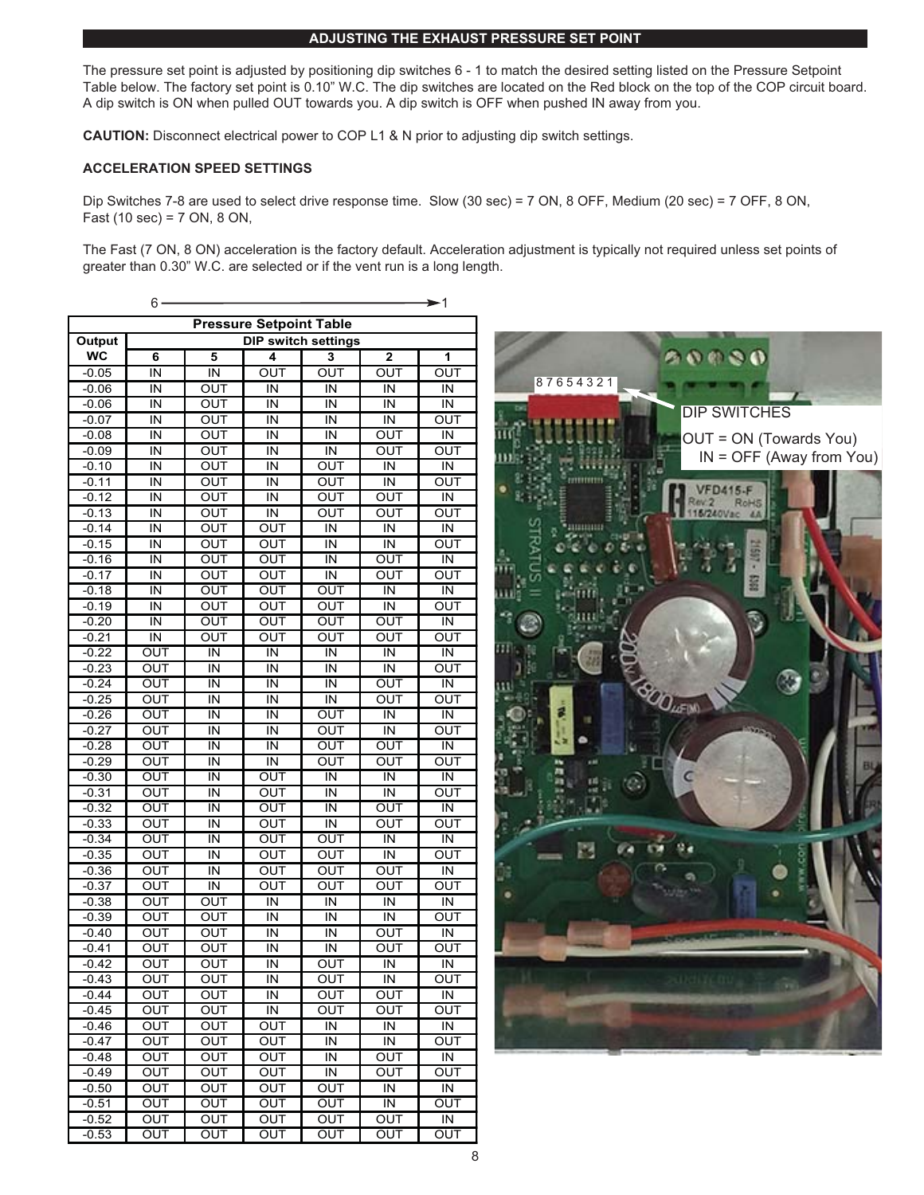## ADJUSTING THE EXHAUST PRESSURE SET POINT

The pressure set point is adjusted by positioning dip switches 6 - 1 to match the desired setting listed on the Pressure Setpoint Table below. The factory set point is 0.10" W.C. The dip switches are located on the Red block on the top of the COP circuit board. A dip switch is ON when pulled OUT towards you. A dip switch is OFF when pushed IN away from you.

**CAUTION:** Disconnect electrical power to COP L1 & N prior to adjusting dip switch settings.

**ACCELERATION SPEED SETTINGS**

Dip Switches 7-8 are used to select drive response time. Slow (30 sec) = 7 ON, 8 OFF, Medium (20 sec) = 7 OFF, 8 ON, Fast (10 sec) = 7 ON, 8 ON,

The Fast (7 ON, 8 ON) acceleration is the factory default. Acceleration adjustment is typically not required unless set points of greater than 0.30" W.C. are selected or if the vent run is a long length.

6 ⟶ 1

**Pressure Setpoint Table**

| Output WC | DIP switch settings | | | | | |
|---|---|---|---|---|---|---|
| | 6 | 5 | 4 | 3 | 2 | 1 |
| -0.05 | IN | IN | OUT | OUT | OUT | OUT |
| -0.06 | IN | OUT | IN | IN | IN | IN |
| -0.06 | IN | OUT | IN | IN | IN | IN |
| -0.07 | IN | OUT | IN | IN | IN | OUT |
| -0.08 | IN | OUT | IN | IN | OUT | IN |
| -0.09 | IN | OUT | IN | IN | OUT | OUT |
| -0.10 | IN | OUT | IN | OUT | IN | IN |
| -0.11 | IN | OUT | IN | OUT | IN | OUT |
| -0.12 | IN | OUT | IN | OUT | OUT | IN |
| -0.13 | IN | OUT | IN | OUT | OUT | OUT |
| -0.14 | IN | OUT | OUT | IN | IN | IN |
| -0.15 | IN | OUT | OUT | IN | IN | OUT |
| -0.16 | IN | OUT | OUT | IN | OUT | IN |
| -0.17 | IN | OUT | OUT | IN | OUT | OUT |
| -0.18 | IN | OUT | OUT | OUT | IN | IN |
| -0.19 | IN | OUT | OUT | OUT | IN | OUT |
| -0.20 | IN | OUT | OUT | OUT | OUT | IN |
| -0.21 | IN | OUT | OUT | OUT | OUT | OUT |
| -0.22 | OUT | IN | IN | IN | IN | IN |
| -0.23 | OUT | IN | IN | IN | IN | OUT |
| -0.24 | OUT | IN | IN | IN | OUT | IN |
| -0.25 | OUT | IN | IN | IN | OUT | OUT |
| -0.26 | OUT | IN | IN | OUT | IN | IN |
| -0.27 | OUT | IN | IN | OUT | IN | OUT |
| -0.28 | OUT | IN | IN | OUT | OUT | IN |
| -0.29 | OUT | IN | IN | OUT | OUT | OUT |
| -0.30 | OUT | IN | OUT | IN | IN | IN |
| -0.31 | OUT | IN | OUT | IN | IN | OUT |
| -0.32 | OUT | IN | OUT | IN | OUT | IN |
| -0.33 | OUT | IN | OUT | IN | OUT | OUT |
| -0.34 | OUT | IN | OUT | OUT | IN | IN |
| -0.35 | OUT | IN | OUT | OUT | IN | OUT |
| -0.36 | OUT | IN | OUT | OUT | OUT | IN |
| -0.37 | OUT | IN | OUT | OUT | OUT | OUT |
| -0.38 | OUT | OUT | IN | IN | IN | IN |
| -0.39 | OUT | OUT | IN | IN | IN | OUT |
| -0.40 | OUT | OUT | IN | IN | OUT | IN |
| -0.41 | OUT | OUT | IN | IN | OUT | OUT |
| -0.42 | OUT | OUT | IN | OUT | IN | IN |
| -0.43 | OUT | OUT | IN | OUT | IN | OUT |
| -0.44 | OUT | OUT | IN | OUT | OUT | IN |
| -0.45 | OUT | OUT | IN | OUT | OUT | OUT |
| -0.46 | OUT | OUT | OUT | IN | IN | IN |
| -0.47 | OUT | OUT | OUT | IN | IN | OUT |
| -0.48 | OUT | OUT | OUT | IN | OUT | IN |
| -0.49 | OUT | OUT | OUT | IN | OUT | OUT |
| -0.50 | OUT | OUT | OUT | OUT | IN | IN |
| -0.51 | OUT | OUT | OUT | OUT | IN | OUT |
| -0.52 | OUT | OUT | OUT | OUT | OUT | IN |
| -0.53 | OUT | OUT | OUT | OUT | OUT | OUT |

8 7 6 5 4 3 2 1

DIP SWITCHES

OUT = ON (Towards You)
IN = OFF (Away from You)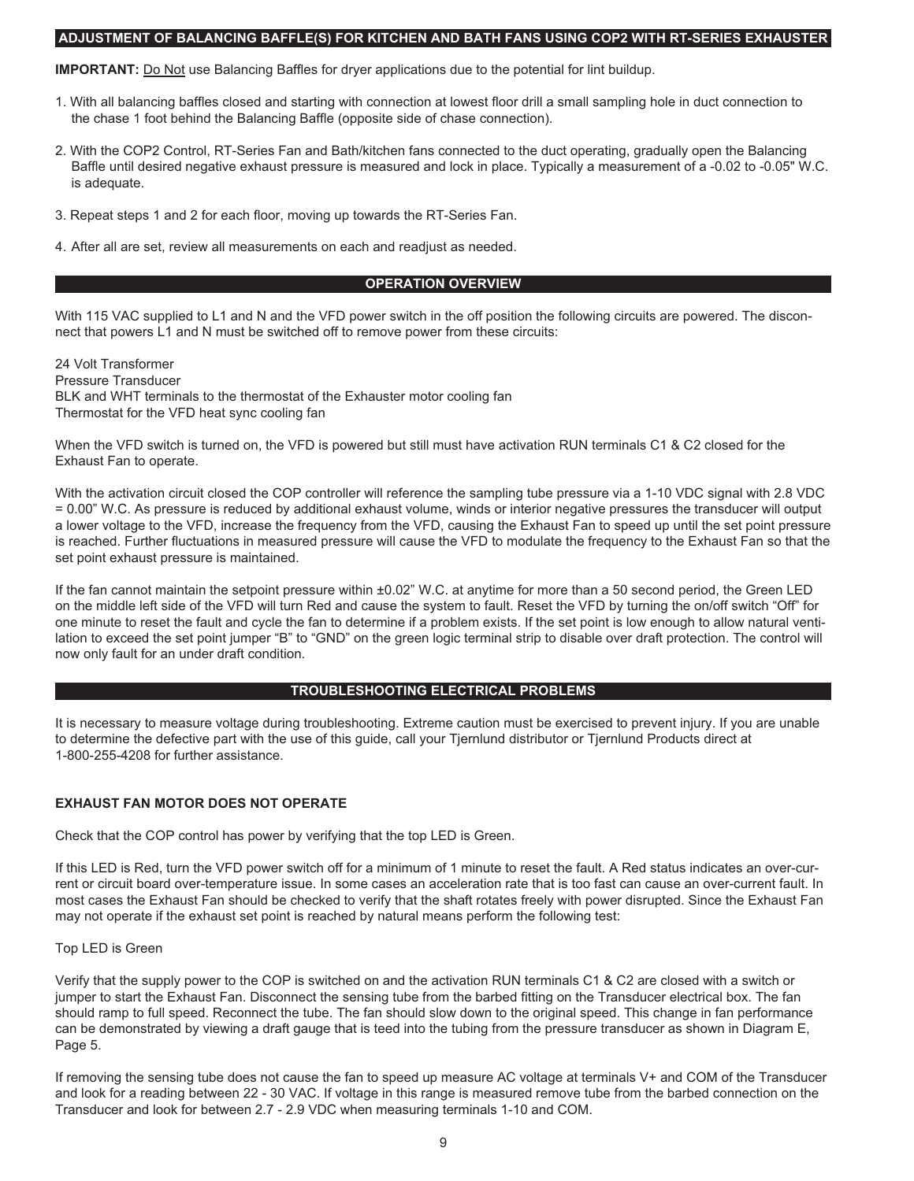## ADJUSTMENT OF BALANCING BAFFLE(S) FOR KITCHEN AND BATH FANS USING COP2 WITH RT-SERIES EXHAUSTER

**IMPORTANT:** Do Not use Balancing Baffles for dryer applications due to the potential for lint buildup.

1. With all balancing baffles closed and starting with connection at lowest floor drill a small sampling hole in duct connection to the chase 1 foot behind the Balancing Baffle (opposite side of chase connection).
2. With the COP2 Control, RT-Series Fan and Bath/kitchen fans connected to the duct operating, gradually open the Balancing Baffle until desired negative exhaust pressure is measured and lock in place. Typically a measurement of a -0.02 to -0.05" W.C. is adequate.
3. Repeat steps 1 and 2 for each floor, moving up towards the RT-Series Fan.
4. After all are set, review all measurements on each and readjust as needed.

## OPERATION OVERVIEW

With 115 VAC supplied to L1 and N and the VFD power switch in the off position the following circuits are powered. The disconnect that powers L1 and N must be switched off to remove power from these circuits:

24 Volt Transformer
Pressure Transducer
BLK and WHT terminals to the thermostat of the Exhauster motor cooling fan
Thermostat for the VFD heat sync cooling fan

When the VFD switch is turned on, the VFD is powered but still must have activation RUN terminals C1 & C2 closed for the Exhaust Fan to operate.

With the activation circuit closed the COP controller will reference the sampling tube pressure via a 1-10 VDC signal with 2.8 VDC = 0.00" W.C. As pressure is reduced by additional exhaust volume, winds or interior negative pressures the transducer will output a lower voltage to the VFD, increase the frequency from the VFD, causing the Exhaust Fan to speed up until the set point pressure is reached. Further fluctuations in measured pressure will cause the VFD to modulate the frequency to the Exhaust Fan so that the set point exhaust pressure is maintained.

If the fan cannot maintain the setpoint pressure within ±0.02" W.C. at anytime for more than a 50 second period, the Green LED on the middle left side of the VFD will turn Red and cause the system to fault. Reset the VFD by turning the on/off switch "Off" for one minute to reset the fault and cycle the fan to determine if a problem exists. If the set point is low enough to allow natural ventilation to exceed the set point jumper "B" to "GND" on the green logic terminal strip to disable over draft protection. The control will now only fault for an under draft condition.

## TROUBLESHOOTING ELECTRICAL PROBLEMS

It is necessary to measure voltage during troubleshooting. Extreme caution must be exercised to prevent injury. If you are unable to determine the defective part with the use of this guide, call your Tjernlund distributor or Tjernlund Products direct at 1-800-255-4208 for further assistance.

### EXHAUST FAN MOTOR DOES NOT OPERATE

Check that the COP control has power by verifying that the top LED is Green.

If this LED is Red, turn the VFD power switch off for a minimum of 1 minute to reset the fault. A Red status indicates an over-current or circuit board over-temperature issue. In some cases an acceleration rate that is too fast can cause an over-current fault. In most cases the Exhaust Fan should be checked to verify that the shaft rotates freely with power disrupted. Since the Exhaust Fan may not operate if the exhaust set point is reached by natural means perform the following test:

Top LED is Green

Verify that the supply power to the COP is switched on and the activation RUN terminals C1 & C2 are closed with a switch or jumper to start the Exhaust Fan. Disconnect the sensing tube from the barbed fitting on the Transducer electrical box. The fan should ramp to full speed. Reconnect the tube. The fan should slow down to the original speed. This change in fan performance can be demonstrated by viewing a draft gauge that is teed into the tubing from the pressure transducer as shown in Diagram E, Page 5.

If removing the sensing tube does not cause the fan to speed up measure AC voltage at terminals V+ and COM of the Transducer and look for a reading between 22 - 30 VAC. If voltage in this range is measured remove tube from the barbed connection on the Transducer and look for between 2.7 - 2.9 VDC when measuring terminals 1-10 and COM.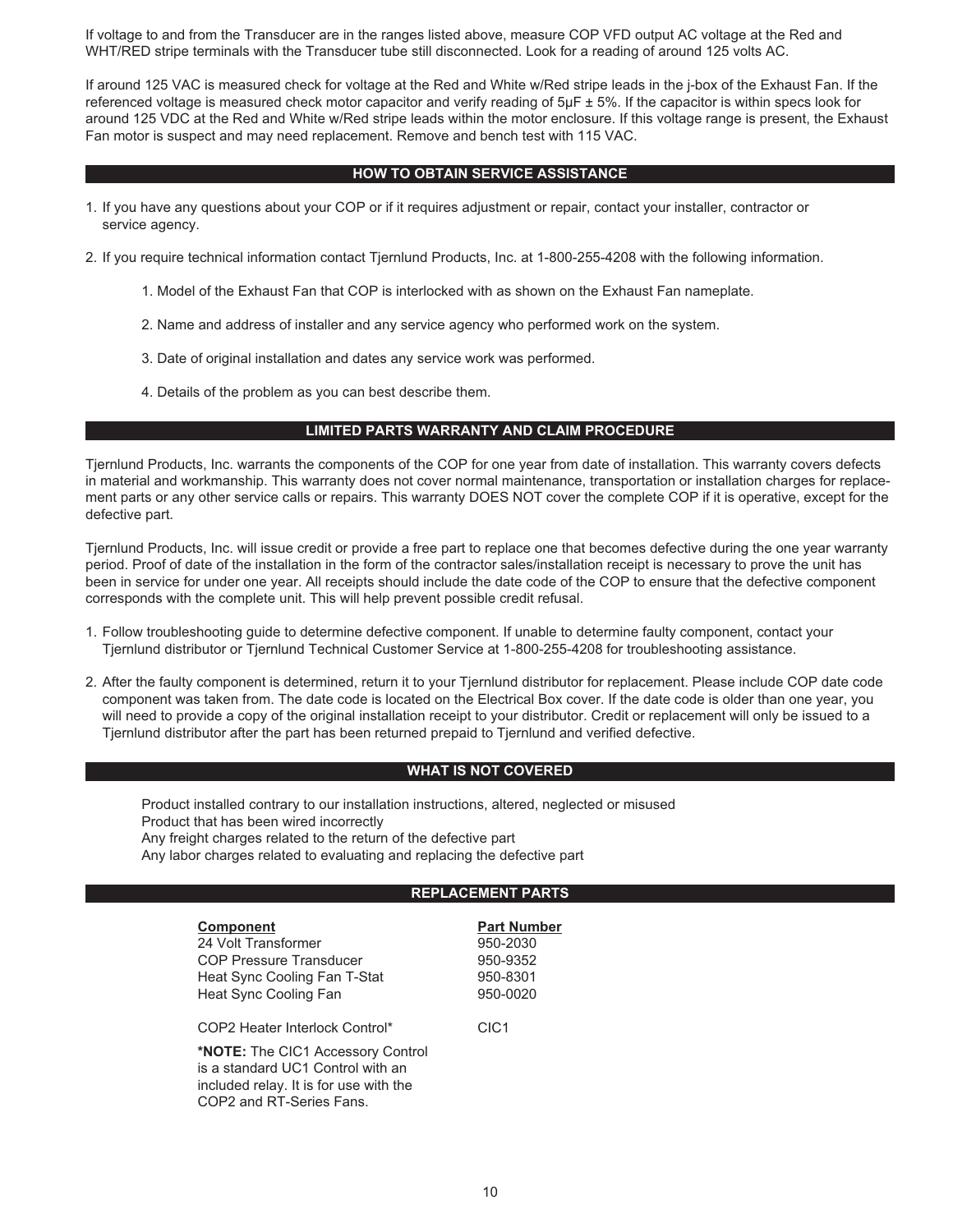If voltage to and from the Transducer are in the ranges listed above, measure COP VFD output AC voltage at the Red and WHT/RED stripe terminals with the Transducer tube still disconnected. Look for a reading of around 125 volts AC.

If around 125 VAC is measured check for voltage at the Red and White w/Red stripe leads in the j-box of the Exhaust Fan. If the referenced voltage is measured check motor capacitor and verify reading of 5µF ± 5%. If the capacitor is within specs look for around 125 VDC at the Red and White w/Red stripe leads within the motor enclosure. If this voltage range is present, the Exhaust Fan motor is suspect and may need replacement. Remove and bench test with 115 VAC.

## HOW TO OBTAIN SERVICE ASSISTANCE

1. If you have any questions about your COP or if it requires adjustment or repair, contact your installer, contractor or service agency.
2. If you require technical information contact Tjernlund Products, Inc. at 1-800-255-4208 with the following information.
   1. Model of the Exhaust Fan that COP is interlocked with as shown on the Exhaust Fan nameplate.
   2. Name and address of installer and any service agency who performed work on the system.
   3. Date of original installation and dates any service work was performed.
   4. Details of the problem as you can best describe them.

## LIMITED PARTS WARRANTY AND CLAIM PROCEDURE

Tjernlund Products, Inc. warrants the components of the COP for one year from date of installation. This warranty covers defects in material and workmanship. This warranty does not cover normal maintenance, transportation or installation charges for replacement parts or any other service calls or repairs. This warranty DOES NOT cover the complete COP if it is operative, except for the defective part.

Tjernlund Products, Inc. will issue credit or provide a free part to replace one that becomes defective during the one year warranty period. Proof of date of the installation in the form of the contractor sales/installation receipt is necessary to prove the unit has been in service for under one year. All receipts should include the date code of the COP to ensure that the defective component corresponds with the complete unit. This will help prevent possible credit refusal.

1. Follow troubleshooting guide to determine defective component. If unable to determine faulty component, contact your Tjernlund distributor or Tjernlund Technical Customer Service at 1-800-255-4208 for troubleshooting assistance.
2. After the faulty component is determined, return it to your Tjernlund distributor for replacement. Please include COP date code component was taken from. The date code is located on the Electrical Box cover. If the date code is older than one year, you will need to provide a copy of the original installation receipt to your distributor. Credit or replacement will only be issued to a Tjernlund distributor after the part has been returned prepaid to Tjernlund and verified defective.

## WHAT IS NOT COVERED

Product installed contrary to our installation instructions, altered, neglected or misused
Product that has been wired incorrectly
Any freight charges related to the return of the defective part
Any labor charges related to evaluating and replacing the defective part

## REPLACEMENT PARTS

| Component | Part Number |
|---|---|
| 24 Volt Transformer | 950-2030 |
| COP Pressure Transducer | 950-9352 |
| Heat Sync Cooling Fan T-Stat | 950-8301 |
| Heat Sync Cooling Fan | 950-0020 |
| COP2 Heater Interlock Control* | CIC1 |

**\*NOTE:** The CIC1 Accessory Control is a standard UC1 Control with an included relay. It is for use with the COP2 and RT-Series Fans.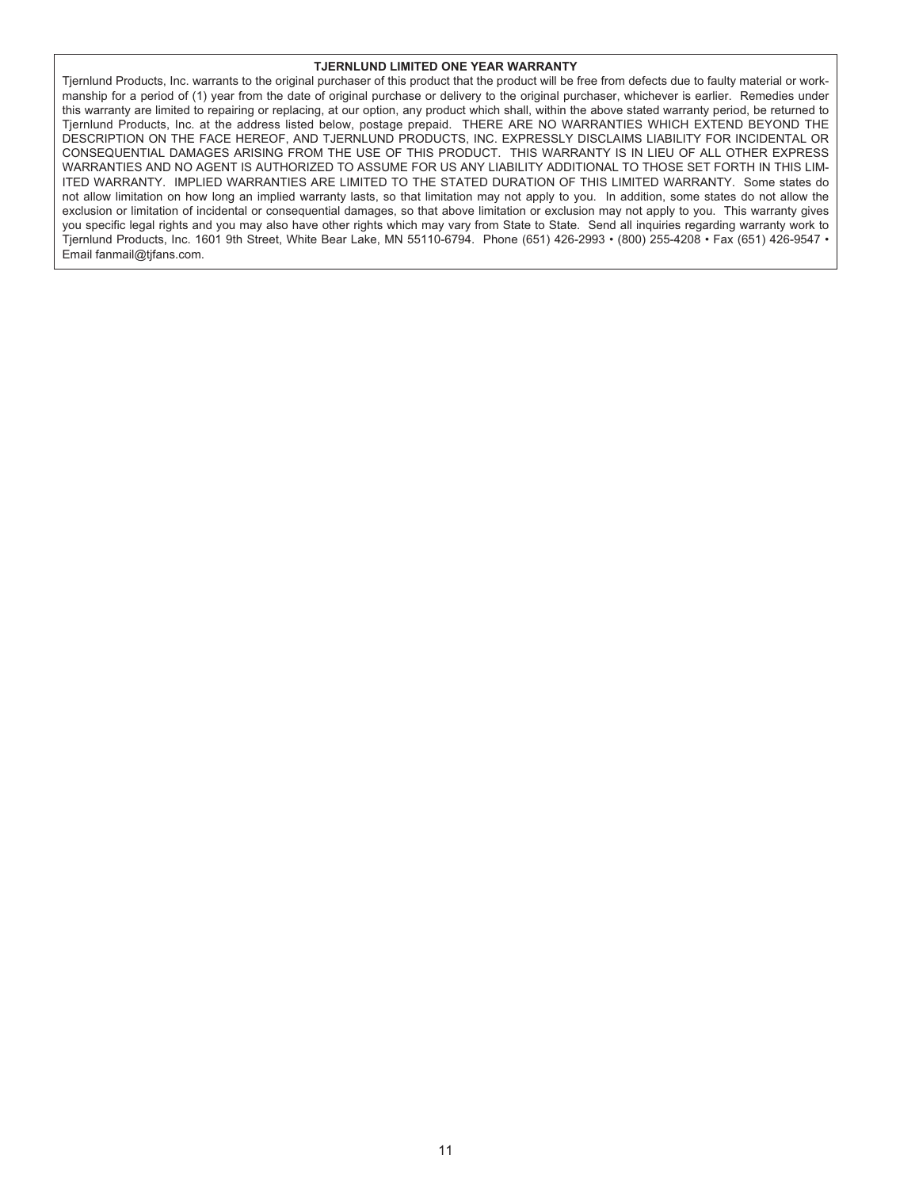## TJERNLUND LIMITED ONE YEAR WARRANTY

Tjernlund Products, Inc. warrants to the original purchaser of this product that the product will be free from defects due to faulty material or workmanship for a period of (1) year from the date of original purchase or delivery to the original purchaser, whichever is earlier. Remedies under this warranty are limited to repairing or replacing, at our option, any product which shall, within the above stated warranty period, be returned to Tjernlund Products, Inc. at the address listed below, postage prepaid. THERE ARE NO WARRANTIES WHICH EXTEND BEYOND THE DESCRIPTION ON THE FACE HEREOF, AND TJERNLUND PRODUCTS, INC. EXPRESSLY DISCLAIMS LIABILITY FOR INCIDENTAL OR CONSEQUENTIAL DAMAGES ARISING FROM THE USE OF THIS PRODUCT. THIS WARRANTY IS IN LIEU OF ALL OTHER EXPRESS WARRANTIES AND NO AGENT IS AUTHORIZED TO ASSUME FOR US ANY LIABILITY ADDITIONAL TO THOSE SET FORTH IN THIS LIMITED WARRANTY. IMPLIED WARRANTIES ARE LIMITED TO THE STATED DURATION OF THIS LIMITED WARRANTY. Some states do not allow limitation on how long an implied warranty lasts, so that limitation may not apply to you. In addition, some states do not allow the exclusion or limitation of incidental or consequential damages, so that above limitation or exclusion may not apply to you. This warranty gives you specific legal rights and you may also have other rights which may vary from State to State. Send all inquiries regarding warranty work to Tjernlund Products, Inc. 1601 9th Street, White Bear Lake, MN 55110-6794. Phone (651) 426-2993 • (800) 255-4208 • Fax (651) 426-9547 • Email fanmail@tjfans.com.